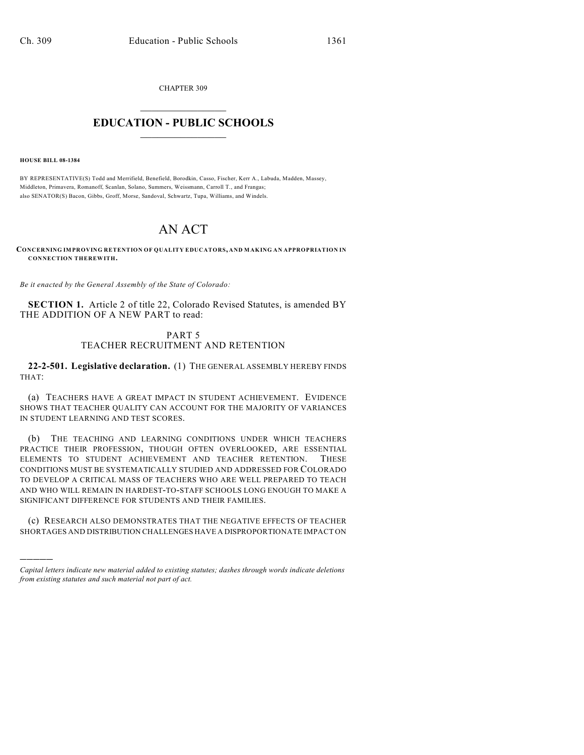CHAPTER 309

# EDUCATION - PUBLIC SCHOOLS

**HOUSE BILL 08-1384**

BY REPRESENTATIVE(S) Todd and Merrifield, Benefield, Borodkin, Casso, Fischer, Kerr A., Labuda, Madden, Massey, Middleton, Primavera, Romanoff, Scanlan, Solano, Summers, Weissmann, Carroll T., and Frangas;
also SENATOR(S) Bacon, Gibbs, Groff, Morse, Sandoval, Schwartz, Tupa, Williams, and Windels.

# AN ACT

**CONCERNING IMPROVING RETENTION OF QUALITY EDUCATORS, AND MAKING AN APPROPRIATION IN CONNECTION THEREWITH.**

*Be it enacted by the General Assembly of the State of Colorado:*

**SECTION 1.** Article 2 of title 22, Colorado Revised Statutes, is amended BY THE ADDITION OF A NEW PART to read:

PART 5
TEACHER RECRUITMENT AND RETENTION

**22-2-501. Legislative declaration.** (1) THE GENERAL ASSEMBLY HEREBY FINDS THAT:

(a) TEACHERS HAVE A GREAT IMPACT IN STUDENT ACHIEVEMENT. EVIDENCE SHOWS THAT TEACHER QUALITY CAN ACCOUNT FOR THE MAJORITY OF VARIANCES IN STUDENT LEARNING AND TEST SCORES.

(b) THE TEACHING AND LEARNING CONDITIONS UNDER WHICH TEACHERS PRACTICE THEIR PROFESSION, THOUGH OFTEN OVERLOOKED, ARE ESSENTIAL ELEMENTS TO STUDENT ACHIEVEMENT AND TEACHER RETENTION. THESE CONDITIONS MUST BE SYSTEMATICALLY STUDIED AND ADDRESSED FOR COLORADO TO DEVELOP A CRITICAL MASS OF TEACHERS WHO ARE WELL PREPARED TO TEACH AND WHO WILL REMAIN IN HARDEST-TO-STAFF SCHOOLS LONG ENOUGH TO MAKE A SIGNIFICANT DIFFERENCE FOR STUDENTS AND THEIR FAMILIES.

(c) RESEARCH ALSO DEMONSTRATES THAT THE NEGATIVE EFFECTS OF TEACHER SHORTAGES AND DISTRIBUTION CHALLENGES HAVE A DISPROPORTIONATE IMPACT ON

---

*Capital letters indicate new material added to existing statutes; dashes through words indicate deletions from existing statutes and such material not part of act.*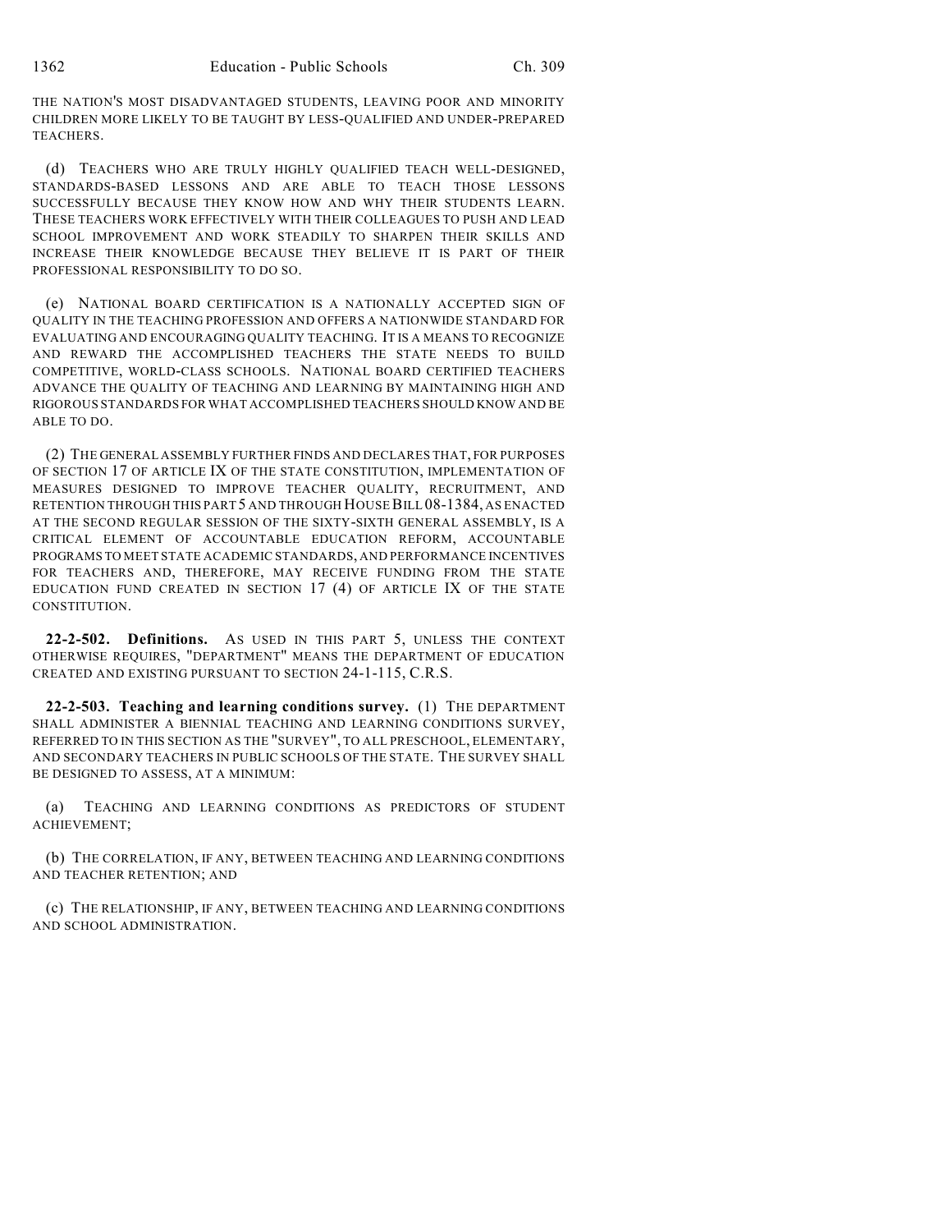THE NATION'S MOST DISADVANTAGED STUDENTS, LEAVING POOR AND MINORITY CHILDREN MORE LIKELY TO BE TAUGHT BY LESS-QUALIFIED AND UNDER-PREPARED TEACHERS.

(d) TEACHERS WHO ARE TRULY HIGHLY QUALIFIED TEACH WELL-DESIGNED, STANDARDS-BASED LESSONS AND ARE ABLE TO TEACH THOSE LESSONS SUCCESSFULLY BECAUSE THEY KNOW HOW AND WHY THEIR STUDENTS LEARN. THESE TEACHERS WORK EFFECTIVELY WITH THEIR COLLEAGUES TO PUSH AND LEAD SCHOOL IMPROVEMENT AND WORK STEADILY TO SHARPEN THEIR SKILLS AND INCREASE THEIR KNOWLEDGE BECAUSE THEY BELIEVE IT IS PART OF THEIR PROFESSIONAL RESPONSIBILITY TO DO SO.

(e) NATIONAL BOARD CERTIFICATION IS A NATIONALLY ACCEPTED SIGN OF QUALITY IN THE TEACHING PROFESSION AND OFFERS A NATIONWIDE STANDARD FOR EVALUATING AND ENCOURAGING QUALITY TEACHING. IT IS A MEANS TO RECOGNIZE AND REWARD THE ACCOMPLISHED TEACHERS THE STATE NEEDS TO BUILD COMPETITIVE, WORLD-CLASS SCHOOLS. NATIONAL BOARD CERTIFIED TEACHERS ADVANCE THE QUALITY OF TEACHING AND LEARNING BY MAINTAINING HIGH AND RIGOROUS STANDARDS FOR WHAT ACCOMPLISHED TEACHERS SHOULD KNOW AND BE ABLE TO DO.

(2) THE GENERAL ASSEMBLY FURTHER FINDS AND DECLARES THAT, FOR PURPOSES OF SECTION 17 OF ARTICLE IX OF THE STATE CONSTITUTION, IMPLEMENTATION OF MEASURES DESIGNED TO IMPROVE TEACHER QUALITY, RECRUITMENT, AND RETENTION THROUGH THIS PART 5 AND THROUGH HOUSE BILL 08-1384, AS ENACTED AT THE SECOND REGULAR SESSION OF THE SIXTY-SIXTH GENERAL ASSEMBLY, IS A CRITICAL ELEMENT OF ACCOUNTABLE EDUCATION REFORM, ACCOUNTABLE PROGRAMS TO MEET STATE ACADEMIC STANDARDS, AND PERFORMANCE INCENTIVES FOR TEACHERS AND, THEREFORE, MAY RECEIVE FUNDING FROM THE STATE EDUCATION FUND CREATED IN SECTION 17 (4) OF ARTICLE IX OF THE STATE CONSTITUTION.

**22-2-502. Definitions.** AS USED IN THIS PART 5, UNLESS THE CONTEXT OTHERWISE REQUIRES, "DEPARTMENT" MEANS THE DEPARTMENT OF EDUCATION CREATED AND EXISTING PURSUANT TO SECTION 24-1-115, C.R.S.

**22-2-503. Teaching and learning conditions survey.** (1) THE DEPARTMENT SHALL ADMINISTER A BIENNIAL TEACHING AND LEARNING CONDITIONS SURVEY, REFERRED TO IN THIS SECTION AS THE "SURVEY", TO ALL PRESCHOOL, ELEMENTARY, AND SECONDARY TEACHERS IN PUBLIC SCHOOLS OF THE STATE. THE SURVEY SHALL BE DESIGNED TO ASSESS, AT A MINIMUM:

(a) TEACHING AND LEARNING CONDITIONS AS PREDICTORS OF STUDENT ACHIEVEMENT;

(b) THE CORRELATION, IF ANY, BETWEEN TEACHING AND LEARNING CONDITIONS AND TEACHER RETENTION; AND

(c) THE RELATIONSHIP, IF ANY, BETWEEN TEACHING AND LEARNING CONDITIONS AND SCHOOL ADMINISTRATION.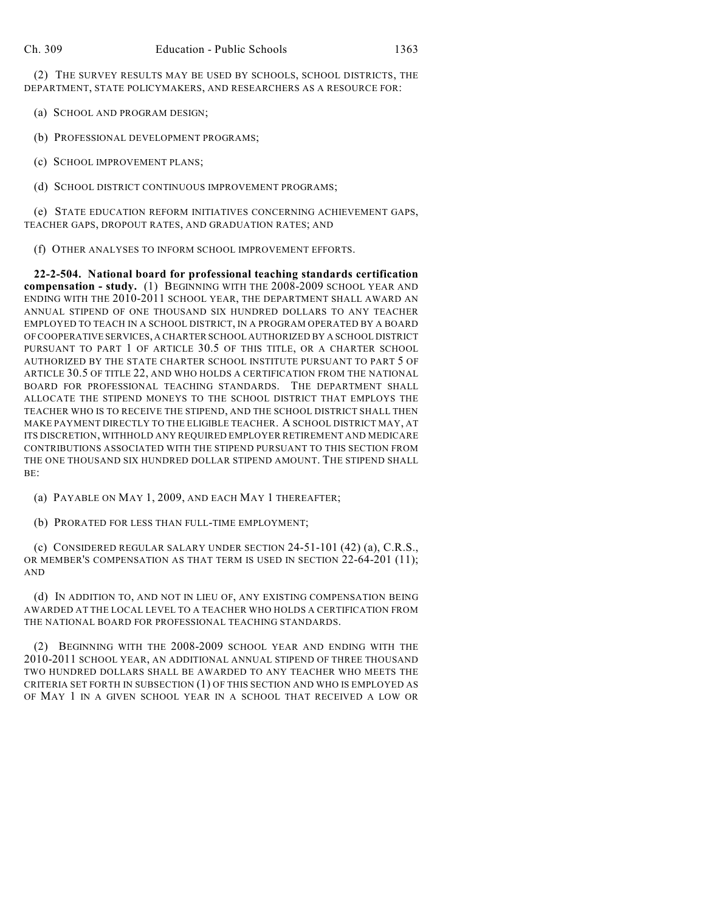(2) THE SURVEY RESULTS MAY BE USED BY SCHOOLS, SCHOOL DISTRICTS, THE DEPARTMENT, STATE POLICYMAKERS, AND RESEARCHERS AS A RESOURCE FOR:

(a) SCHOOL AND PROGRAM DESIGN;

(b) PROFESSIONAL DEVELOPMENT PROGRAMS;

(c) SCHOOL IMPROVEMENT PLANS;

(d) SCHOOL DISTRICT CONTINUOUS IMPROVEMENT PROGRAMS;

(e) STATE EDUCATION REFORM INITIATIVES CONCERNING ACHIEVEMENT GAPS, TEACHER GAPS, DROPOUT RATES, AND GRADUATION RATES; AND

(f) OTHER ANALYSES TO INFORM SCHOOL IMPROVEMENT EFFORTS.

**22-2-504. National board for professional teaching standards certification compensation - study.** (1) BEGINNING WITH THE 2008-2009 SCHOOL YEAR AND ENDING WITH THE 2010-2011 SCHOOL YEAR, THE DEPARTMENT SHALL AWARD AN ANNUAL STIPEND OF ONE THOUSAND SIX HUNDRED DOLLARS TO ANY TEACHER EMPLOYED TO TEACH IN A SCHOOL DISTRICT, IN A PROGRAM OPERATED BY A BOARD OF COOPERATIVE SERVICES, A CHARTER SCHOOL AUTHORIZED BY A SCHOOL DISTRICT PURSUANT TO PART 1 OF ARTICLE 30.5 OF THIS TITLE, OR A CHARTER SCHOOL AUTHORIZED BY THE STATE CHARTER SCHOOL INSTITUTE PURSUANT TO PART 5 OF ARTICLE 30.5 OF TITLE 22, AND WHO HOLDS A CERTIFICATION FROM THE NATIONAL BOARD FOR PROFESSIONAL TEACHING STANDARDS. THE DEPARTMENT SHALL ALLOCATE THE STIPEND MONEYS TO THE SCHOOL DISTRICT THAT EMPLOYS THE TEACHER WHO IS TO RECEIVE THE STIPEND, AND THE SCHOOL DISTRICT SHALL THEN MAKE PAYMENT DIRECTLY TO THE ELIGIBLE TEACHER. A SCHOOL DISTRICT MAY, AT ITS DISCRETION, WITHHOLD ANY REQUIRED EMPLOYER RETIREMENT AND MEDICARE CONTRIBUTIONS ASSOCIATED WITH THE STIPEND PURSUANT TO THIS SECTION FROM THE ONE THOUSAND SIX HUNDRED DOLLAR STIPEND AMOUNT. THE STIPEND SHALL BE:

(a) PAYABLE ON MAY 1, 2009, AND EACH MAY 1 THEREAFTER;

(b) PRORATED FOR LESS THAN FULL-TIME EMPLOYMENT;

(c) CONSIDERED REGULAR SALARY UNDER SECTION 24-51-101 (42) (a), C.R.S., OR MEMBER'S COMPENSATION AS THAT TERM IS USED IN SECTION 22-64-201 (11); AND

(d) IN ADDITION TO, AND NOT IN LIEU OF, ANY EXISTING COMPENSATION BEING AWARDED AT THE LOCAL LEVEL TO A TEACHER WHO HOLDS A CERTIFICATION FROM THE NATIONAL BOARD FOR PROFESSIONAL TEACHING STANDARDS.

(2) BEGINNING WITH THE 2008-2009 SCHOOL YEAR AND ENDING WITH THE 2010-2011 SCHOOL YEAR, AN ADDITIONAL ANNUAL STIPEND OF THREE THOUSAND TWO HUNDRED DOLLARS SHALL BE AWARDED TO ANY TEACHER WHO MEETS THE CRITERIA SET FORTH IN SUBSECTION (1) OF THIS SECTION AND WHO IS EMPLOYED AS OF MAY 1 IN A GIVEN SCHOOL YEAR IN A SCHOOL THAT RECEIVED A LOW OR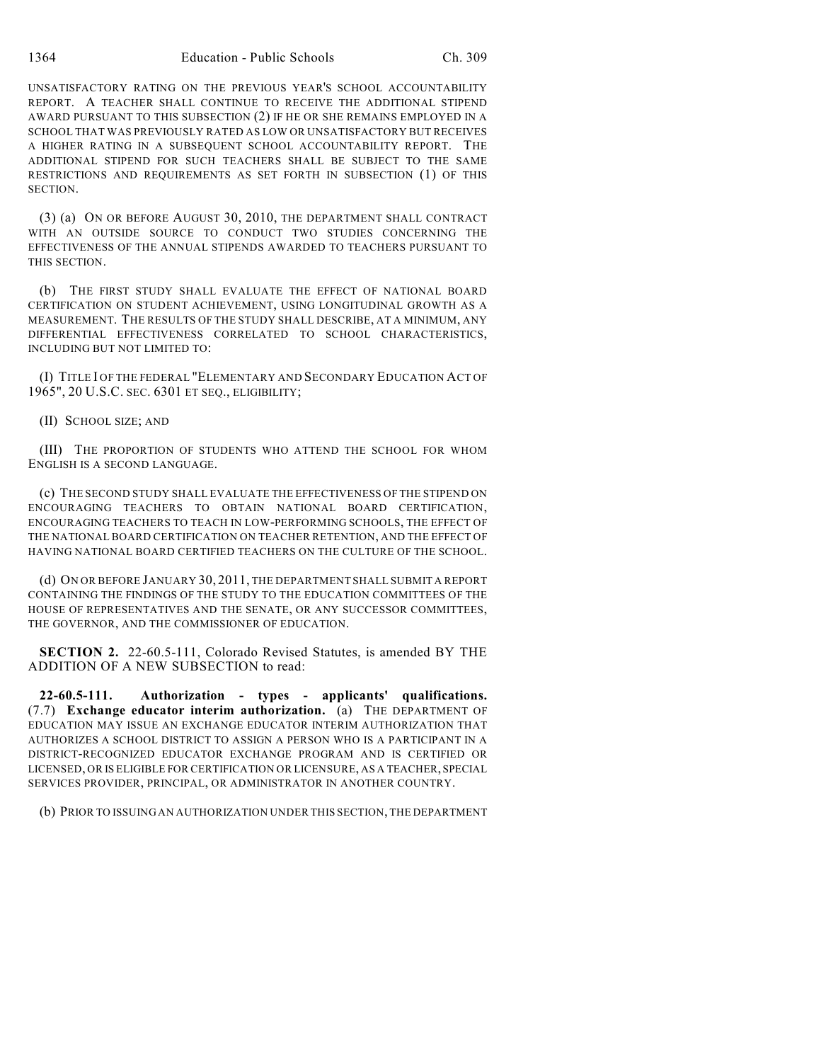UNSATISFACTORY RATING ON THE PREVIOUS YEAR'S SCHOOL ACCOUNTABILITY REPORT. A TEACHER SHALL CONTINUE TO RECEIVE THE ADDITIONAL STIPEND AWARD PURSUANT TO THIS SUBSECTION (2) IF HE OR SHE REMAINS EMPLOYED IN A SCHOOL THAT WAS PREVIOUSLY RATED AS LOW OR UNSATISFACTORY BUT RECEIVES A HIGHER RATING IN A SUBSEQUENT SCHOOL ACCOUNTABILITY REPORT. THE ADDITIONAL STIPEND FOR SUCH TEACHERS SHALL BE SUBJECT TO THE SAME RESTRICTIONS AND REQUIREMENTS AS SET FORTH IN SUBSECTION (1) OF THIS SECTION.

(3) (a) ON OR BEFORE AUGUST 30, 2010, THE DEPARTMENT SHALL CONTRACT WITH AN OUTSIDE SOURCE TO CONDUCT TWO STUDIES CONCERNING THE EFFECTIVENESS OF THE ANNUAL STIPENDS AWARDED TO TEACHERS PURSUANT TO THIS SECTION.

(b) THE FIRST STUDY SHALL EVALUATE THE EFFECT OF NATIONAL BOARD CERTIFICATION ON STUDENT ACHIEVEMENT, USING LONGITUDINAL GROWTH AS A MEASUREMENT. THE RESULTS OF THE STUDY SHALL DESCRIBE, AT A MINIMUM, ANY DIFFERENTIAL EFFECTIVENESS CORRELATED TO SCHOOL CHARACTERISTICS, INCLUDING BUT NOT LIMITED TO:

(I) TITLE I OF THE FEDERAL "ELEMENTARY AND SECONDARY EDUCATION ACT OF 1965", 20 U.S.C. SEC. 6301 ET SEQ., ELIGIBILITY;

(II) SCHOOL SIZE; AND

(III) THE PROPORTION OF STUDENTS WHO ATTEND THE SCHOOL FOR WHOM ENGLISH IS A SECOND LANGUAGE.

(c) THE SECOND STUDY SHALL EVALUATE THE EFFECTIVENESS OF THE STIPEND ON ENCOURAGING TEACHERS TO OBTAIN NATIONAL BOARD CERTIFICATION, ENCOURAGING TEACHERS TO TEACH IN LOW-PERFORMING SCHOOLS, THE EFFECT OF THE NATIONAL BOARD CERTIFICATION ON TEACHER RETENTION, AND THE EFFECT OF HAVING NATIONAL BOARD CERTIFIED TEACHERS ON THE CULTURE OF THE SCHOOL.

(d) ON OR BEFORE JANUARY 30, 2011, THE DEPARTMENT SHALL SUBMIT A REPORT CONTAINING THE FINDINGS OF THE STUDY TO THE EDUCATION COMMITTEES OF THE HOUSE OF REPRESENTATIVES AND THE SENATE, OR ANY SUCCESSOR COMMITTEES, THE GOVERNOR, AND THE COMMISSIONER OF EDUCATION.

**SECTION 2.** 22-60.5-111, Colorado Revised Statutes, is amended BY THE ADDITION OF A NEW SUBSECTION to read:

**22-60.5-111. Authorization - types - applicants' qualifications.** (7.7) **Exchange educator interim authorization.** (a) THE DEPARTMENT OF EDUCATION MAY ISSUE AN EXCHANGE EDUCATOR INTERIM AUTHORIZATION THAT AUTHORIZES A SCHOOL DISTRICT TO ASSIGN A PERSON WHO IS A PARTICIPANT IN A DISTRICT-RECOGNIZED EDUCATOR EXCHANGE PROGRAM AND IS CERTIFIED OR LICENSED, OR IS ELIGIBLE FOR CERTIFICATION OR LICENSURE, AS A TEACHER, SPECIAL SERVICES PROVIDER, PRINCIPAL, OR ADMINISTRATOR IN ANOTHER COUNTRY.

(b) PRIOR TO ISSUING AN AUTHORIZATION UNDER THIS SECTION, THE DEPARTMENT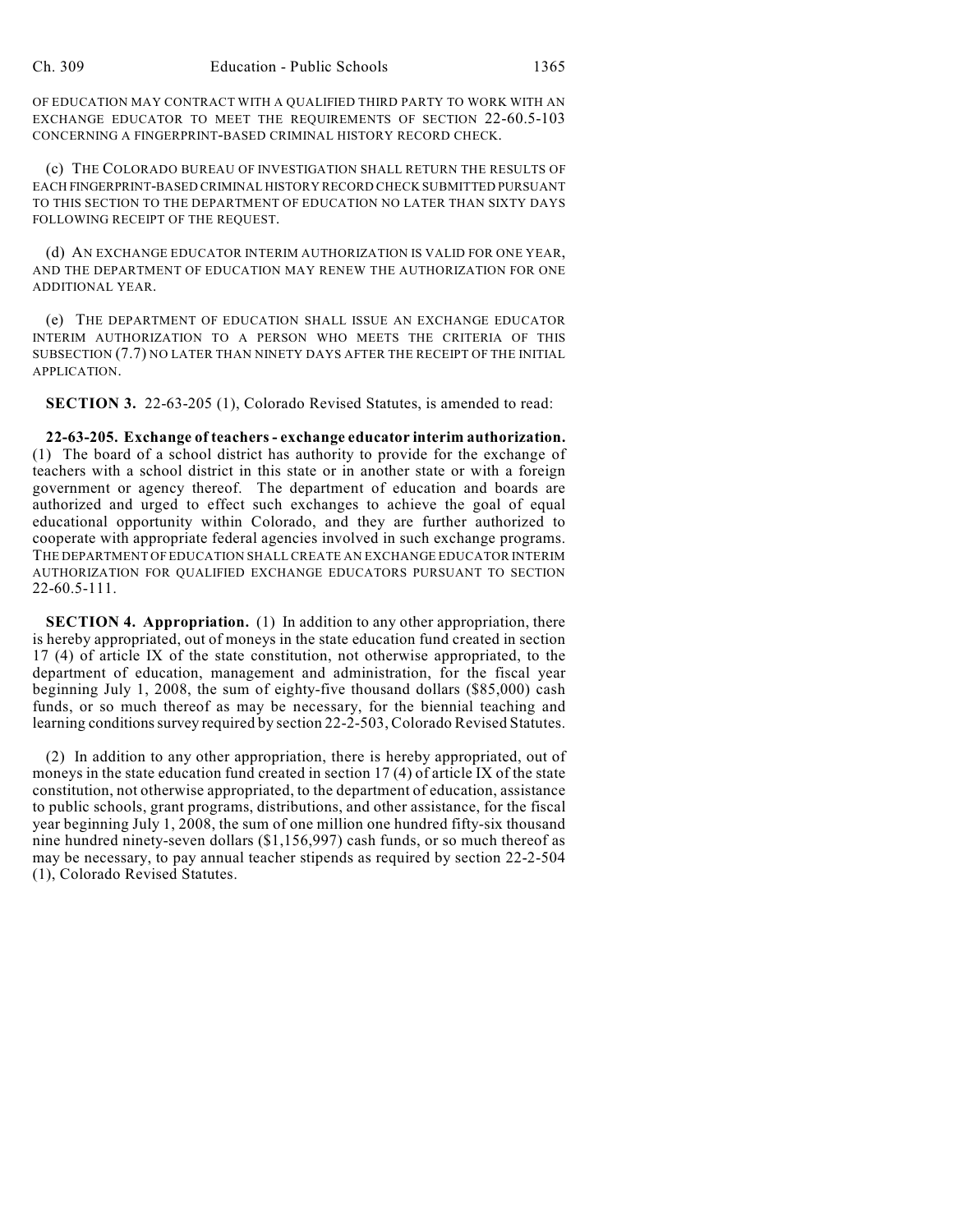OF EDUCATION MAY CONTRACT WITH A QUALIFIED THIRD PARTY TO WORK WITH AN EXCHANGE EDUCATOR TO MEET THE REQUIREMENTS OF SECTION 22-60.5-103 CONCERNING A FINGERPRINT-BASED CRIMINAL HISTORY RECORD CHECK.

(c) THE COLORADO BUREAU OF INVESTIGATION SHALL RETURN THE RESULTS OF EACH FINGERPRINT-BASED CRIMINAL HISTORY RECORD CHECK SUBMITTED PURSUANT TO THIS SECTION TO THE DEPARTMENT OF EDUCATION NO LATER THAN SIXTY DAYS FOLLOWING RECEIPT OF THE REQUEST.

(d) AN EXCHANGE EDUCATOR INTERIM AUTHORIZATION IS VALID FOR ONE YEAR, AND THE DEPARTMENT OF EDUCATION MAY RENEW THE AUTHORIZATION FOR ONE ADDITIONAL YEAR.

(e) THE DEPARTMENT OF EDUCATION SHALL ISSUE AN EXCHANGE EDUCATOR INTERIM AUTHORIZATION TO A PERSON WHO MEETS THE CRITERIA OF THIS SUBSECTION (7.7) NO LATER THAN NINETY DAYS AFTER THE RECEIPT OF THE INITIAL APPLICATION.

**SECTION 3.** 22-63-205 (1), Colorado Revised Statutes, is amended to read:

**22-63-205. Exchange of teachers - exchange educator interim authorization.** (1) The board of a school district has authority to provide for the exchange of teachers with a school district in this state or in another state or with a foreign government or agency thereof. The department of education and boards are authorized and urged to effect such exchanges to achieve the goal of equal educational opportunity within Colorado, and they are further authorized to cooperate with appropriate federal agencies involved in such exchange programs. THE DEPARTMENT OF EDUCATION SHALL CREATE AN EXCHANGE EDUCATOR INTERIM AUTHORIZATION FOR QUALIFIED EXCHANGE EDUCATORS PURSUANT TO SECTION 22-60.5-111.

**SECTION 4. Appropriation.** (1) In addition to any other appropriation, there is hereby appropriated, out of moneys in the state education fund created in section 17 (4) of article IX of the state constitution, not otherwise appropriated, to the department of education, management and administration, for the fiscal year beginning July 1, 2008, the sum of eighty-five thousand dollars ($85,000) cash funds, or so much thereof as may be necessary, for the biennial teaching and learning conditions survey required by section 22-2-503, Colorado Revised Statutes.

(2) In addition to any other appropriation, there is hereby appropriated, out of moneys in the state education fund created in section 17 (4) of article IX of the state constitution, not otherwise appropriated, to the department of education, assistance to public schools, grant programs, distributions, and other assistance, for the fiscal year beginning July 1, 2008, the sum of one million one hundred fifty-six thousand nine hundred ninety-seven dollars ($1,156,997) cash funds, or so much thereof as may be necessary, to pay annual teacher stipends as required by section 22-2-504 (1), Colorado Revised Statutes.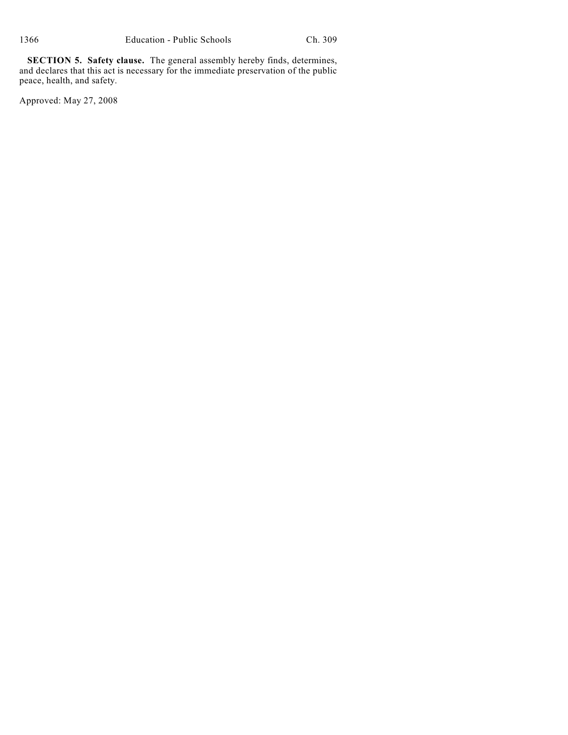**SECTION 5. Safety clause.** The general assembly hereby finds, determines, and declares that this act is necessary for the immediate preservation of the public peace, health, and safety.

Approved: May 27, 2008